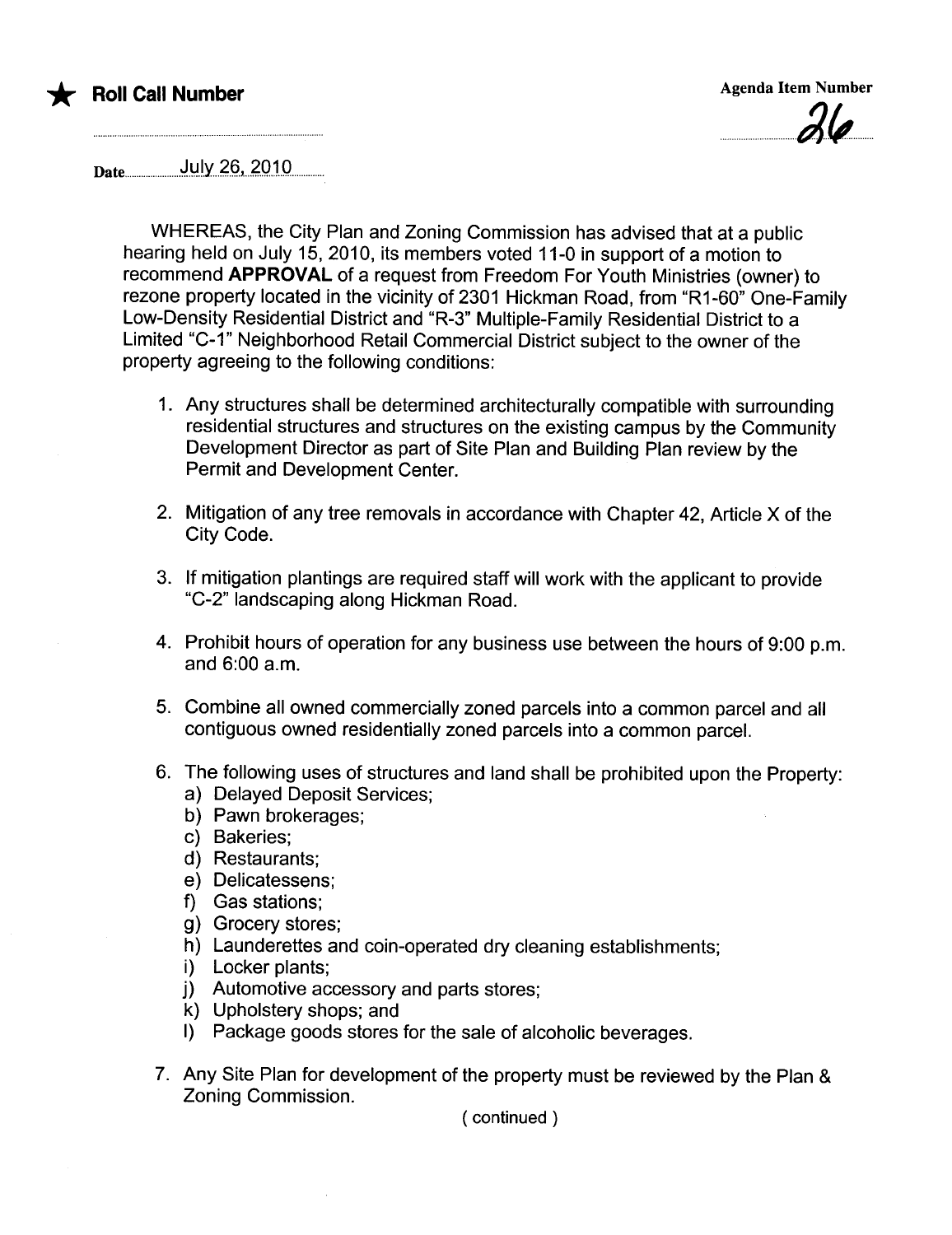★ **Roll Call Number**

Agenda Item Number

26

Date July 26, 2010

WHEREAS, the City Plan and Zoning Commission has advised that at a public hearing held on July 15, 2010, its members voted 11-0 in support of a motion to recommend **APPROVAL** of a request from Freedom For Youth Ministries (owner) to rezone property located in the vicinity of 2301 Hickman Road, from "R1-60" One-Family Low-Density Residential District and "R-3" Multiple-Family Residential District to a Limited "C-1" Neighborhood Retail Commercial District subject to the owner of the property agreeing to the following conditions:

1. Any structures shall be determined architecturally compatible with surrounding residential structures and structures on the existing campus by the Community Development Director as part of Site Plan and Building Plan review by the Permit and Development Center.

2. Mitigation of any tree removals in accordance with Chapter 42, Article X of the City Code.

3. If mitigation plantings are required staff will work with the applicant to provide "C-2" landscaping along Hickman Road.

4. Prohibit hours of operation for any business use between the hours of 9:00 p.m. and 6:00 a.m.

5. Combine all owned commercially zoned parcels into a common parcel and all contiguous owned residentially zoned parcels into a common parcel.

6. The following uses of structures and land shall be prohibited upon the Property:
   a) Delayed Deposit Services;
   b) Pawn brokerages;
   c) Bakeries;
   d) Restaurants;
   e) Delicatessens;
   f) Gas stations;
   g) Grocery stores;
   h) Launderettes and coin-operated dry cleaning establishments;
   i) Locker plants;
   j) Automotive accessory and parts stores;
   k) Upholstery shops; and
   l) Package goods stores for the sale of alcoholic beverages.

7. Any Site Plan for development of the property must be reviewed by the Plan & Zoning Commission.

( continued )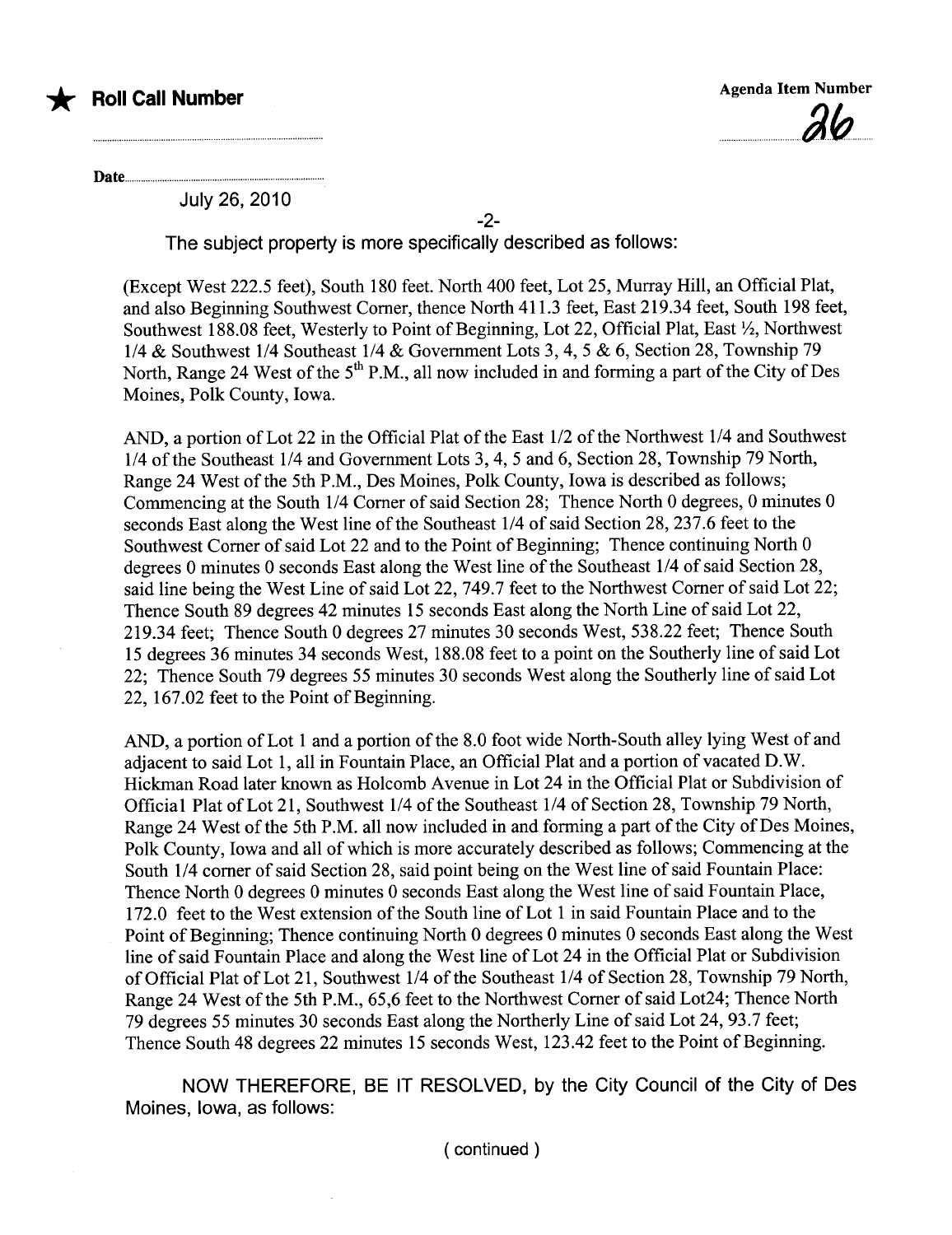★ **Roll Call Number**

Agenda Item Number

26

Date

July 26, 2010

The subject property is more specifically described as follows:

(Except West 222.5 feet), South 180 feet. North 400 feet, Lot 25, Murray Hill, an Official Plat, and also Beginning Southwest Corner, thence North 411.3 feet, East 219.34 feet, South 198 feet, Southwest 188.08 feet, Westerly to Point of Beginning, Lot 22, Official Plat, East ½, Northwest 1/4 & Southwest 1/4 Southeast 1/4 & Government Lots 3, 4, 5 & 6, Section 28, Township 79 North, Range 24 West of the 5th P.M., all now included in and forming a part of the City of Des Moines, Polk County, Iowa.

AND, a portion of Lot 22 in the Official Plat of the East 1/2 of the Northwest 1/4 and Southwest 1/4 of the Southeast 1/4 and Government Lots 3, 4, 5 and 6, Section 28, Township 79 North, Range 24 West of the 5th P.M., Des Moines, Polk County, Iowa is described as follows; Commencing at the South 1/4 Corner of said Section 28; Thence North 0 degrees, 0 minutes 0 seconds East along the West line of the Southeast 1/4 of said Section 28, 237.6 feet to the Southwest Corner of said Lot 22 and to the Point of Beginning; Thence continuing North 0 degrees 0 minutes 0 seconds East along the West line of the Southeast 1/4 of said Section 28, said line being the West Line of said Lot 22, 749.7 feet to the Northwest Corner of said Lot 22; Thence South 89 degrees 42 minutes 15 seconds East along the North Line of said Lot 22, 219.34 feet; Thence South 0 degrees 27 minutes 30 seconds West, 538.22 feet; Thence South 15 degrees 36 minutes 34 seconds West, 188.08 feet to a point on the Southerly line of said Lot 22; Thence South 79 degrees 55 minutes 30 seconds West along the Southerly line of said Lot 22, 167.02 feet to the Point of Beginning.

AND, a portion of Lot 1 and a portion of the 8.0 foot wide North-South alley lying West of and adjacent to said Lot 1, all in Fountain Place, an Official Plat and a portion of vacated D.W. Hickman Road later known as Holcomb Avenue in Lot 24 in the Official Plat or Subdivision of Officia l Plat of Lot 21, Southwest 1/4 of the Southeast 1/4 of Section 28, Township 79 North, Range 24 West of the 5th P.M. all now included in and forming a part of the City of Des Moines, Polk County, Iowa and all of which is more accurately described as follows; Commencing at the South 1/4 corner of said Section 28, said point being on the West line of said Fountain Place: Thence North 0 degrees 0 minutes 0 seconds East along the West line of said Fountain Place, 172.0 feet to the West extension of the South line of Lot 1 in said Fountain Place and to the Point of Beginning; Thence continuing North 0 degrees 0 minutes 0 seconds East along the West line of said Fountain Place and along the West line of Lot 24 in the Official Plat or Subdivision of Official Plat of Lot 21, Southwest 1/4 of the Southeast 1/4 of Section 28, Township 79 North, Range 24 West of the 5th P.M., 65,6 feet to the Northwest Corner of said Lot24; Thence North 79 degrees 55 minutes 30 seconds East along the Northerly Line of said Lot 24, 93.7 feet; Thence South 48 degrees 22 minutes 15 seconds West, 123.42 feet to the Point of Beginning.

NOW THEREFORE, BE IT RESOLVED, by the City Council of the City of Des Moines, Iowa, as follows:

( continued )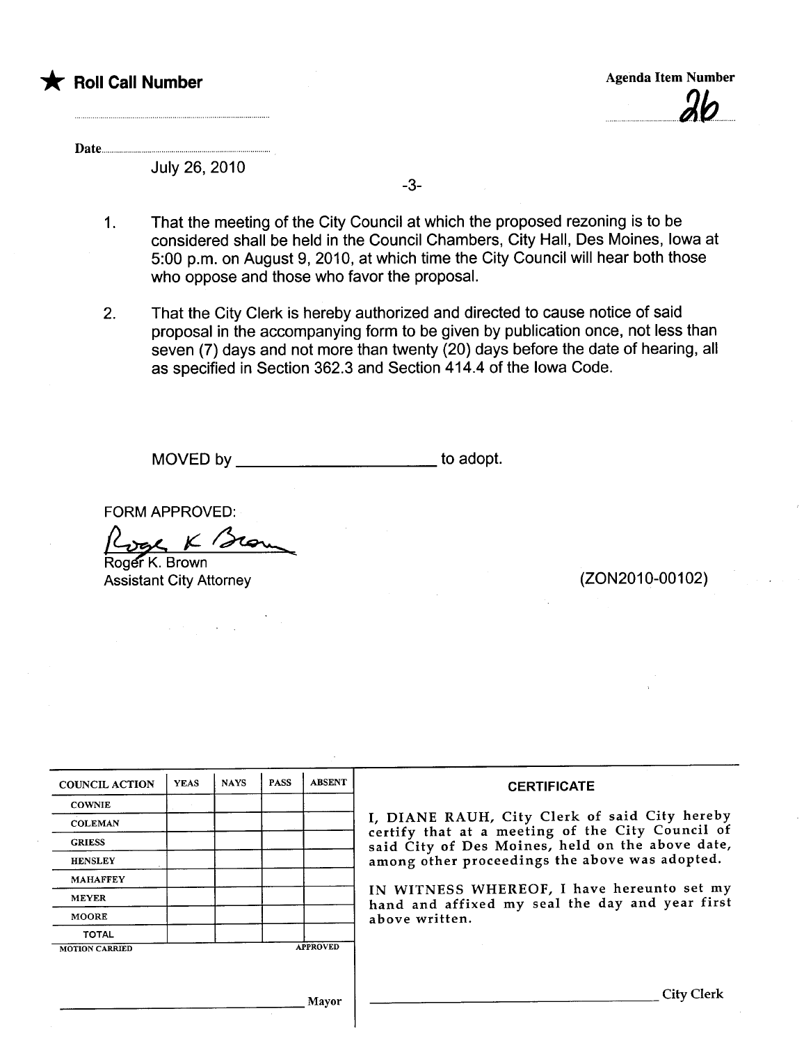★ **Roll Call Number**

**Agenda Item Number**

26

Date July 26, 2010

-3-

1. That the meeting of the City Council at which the proposed rezoning is to be considered shall be held in the Council Chambers, City Hall, Des Moines, Iowa at 5:00 p.m. on August 9, 2010, at which time the City Council will hear both those who oppose and those who favor the proposal.

2. That the City Clerk is hereby authorized and directed to cause notice of said proposal in the accompanying form to be given by publication once, not less than seven (7) days and not more than twenty (20) days before the date of hearing, all as specified in Section 362.3 and Section 414.4 of the Iowa Code.

MOVED by ______________________ to adopt.

FORM APPROVED:

Roger K. Brown
Roger K. Brown
Assistant City Attorney

(ZON2010-00102)

| COUNCIL ACTION | YEAS | NAYS | PASS | ABSENT |
|---|---|---|---|---|
| COWNIE | | | | |
| COLEMAN | | | | |
| GRIESS | | | | |
| HENSLEY | | | | |
| MAHAFFEY | | | | |
| MEYER | | | | |
| MOORE | | | | |
| TOTAL | | | | |
| MOTION CARRIED | | | | APPROVED |

______________________ Mayor

**CERTIFICATE**

I, DIANE RAUH, City Clerk of said City hereby certify that at a meeting of the City Council of said City of Des Moines, held on the above date, among other proceedings the above was adopted.

IN WITNESS WHEREOF, I have hereunto set my hand and affixed my seal the day and year first above written.

______________________ City Clerk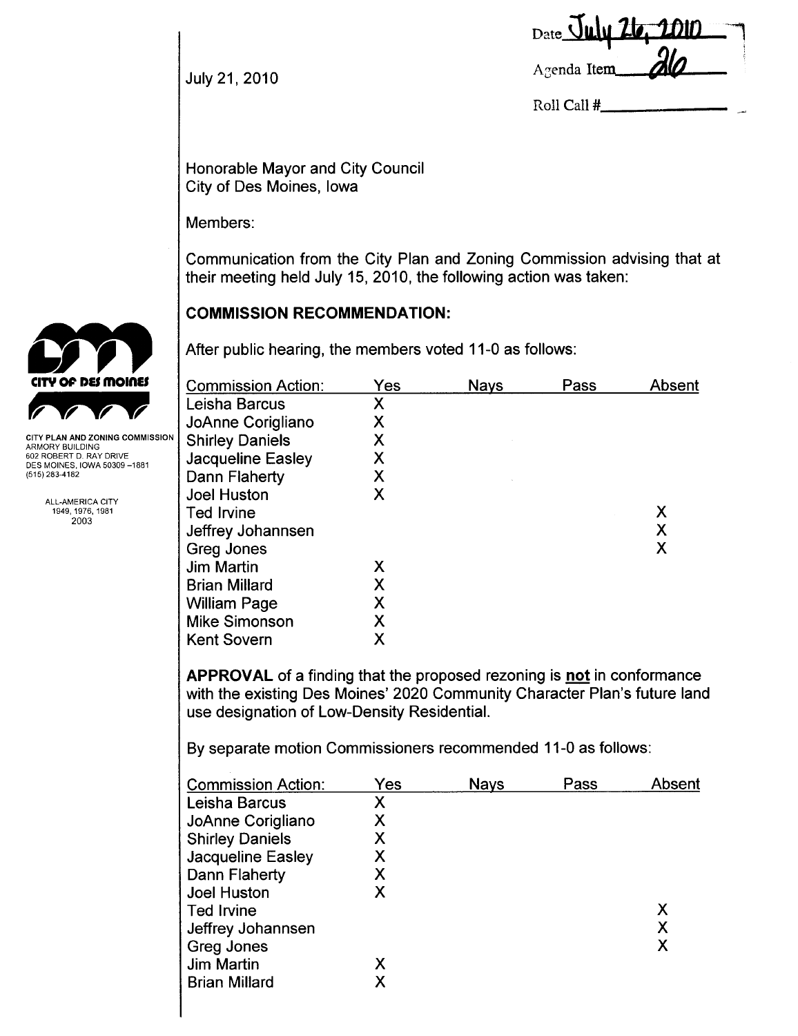Date July 26, 2010

Agenda Item 26

Roll Call #\_\_\_\_\_\_\_\_\_\_

July 21, 2010

CITY OF DES MOINES

CITY PLAN AND ZONING COMMISSION
ARMORY BUILDING
602 ROBERT D. RAY DRIVE
DES MOINES, IOWA 50309-1881
(515) 283-4182

ALL-AMERICA CITY
1949, 1976, 1981
2003

Honorable Mayor and City Council
City of Des Moines, Iowa

Members:

Communication from the City Plan and Zoning Commission advising that at their meeting held July 15, 2010, the following action was taken:

## COMMISSION RECOMMENDATION:

After public hearing, the members voted 11-0 as follows:

| Commission Action: | Yes | Nays | Pass | Absent |
|---|---|---|---|---|
| Leisha Barcus | X | | | |
| JoAnne Corigliano | X | | | |
| Shirley Daniels | X | | | |
| Jacqueline Easley | X | | | |
| Dann Flaherty | X | | | |
| Joel Huston | X | | | |
| Ted Irvine | | | | X |
| Jeffrey Johannsen | | | | X |
| Greg Jones | | | | X |
| Jim Martin | X | | | |
| Brian Millard | X | | | |
| William Page | X | | | |
| Mike Simonson | X | | | |
| Kent Sovern | X | | | |

**APPROVAL** of a finding that the proposed rezoning is **not** in conformance with the existing Des Moines' 2020 Community Character Plan's future land use designation of Low-Density Residential.

By separate motion Commissioners recommended 11-0 as follows:

| Commission Action: | Yes | Nays | Pass | Absent |
|---|---|---|---|---|
| Leisha Barcus | X | | | |
| JoAnne Corigliano | X | | | |
| Shirley Daniels | X | | | |
| Jacqueline Easley | X | | | |
| Dann Flaherty | X | | | |
| Joel Huston | X | | | |
| Ted Irvine | | | | X |
| Jeffrey Johannsen | | | | X |
| Greg Jones | | | | X |
| Jim Martin | X | | | |
| Brian Millard | X | | | |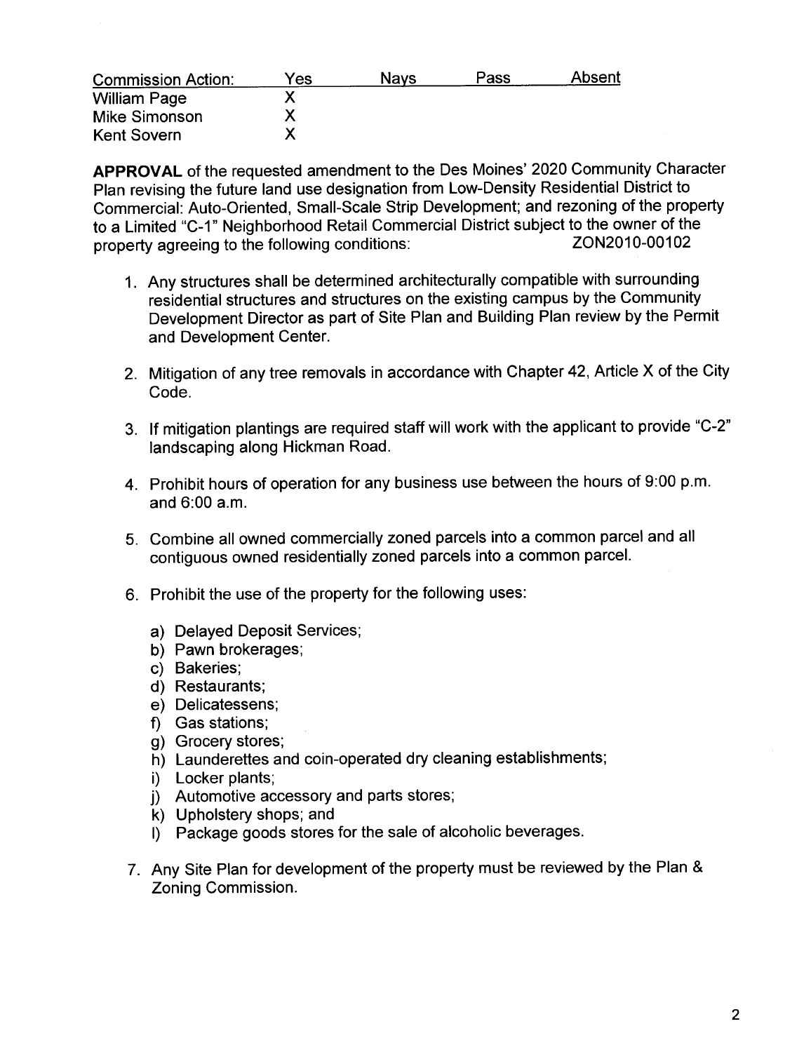| Commission Action: | Yes | Nays | Pass | Absent |
|---|---|---|---|---|
| William Page | X | | | |
| Mike Simonson | X | | | |
| Kent Sovern | X | | | |

**APPROVAL** of the requested amendment to the Des Moines' 2020 Community Character Plan revising the future land use designation from Low-Density Residential District to Commercial: Auto-Oriented, Small-Scale Strip Development; and rezoning of the property to a Limited "C-1" Neighborhood Retail Commercial District subject to the owner of the property agreeing to the following conditions: ZON2010-00102

1. Any structures shall be determined architecturally compatible with surrounding residential structures and structures on the existing campus by the Community Development Director as part of Site Plan and Building Plan review by the Permit and Development Center.

2. Mitigation of any tree removals in accordance with Chapter 42, Article X of the City Code.

3. If mitigation plantings are required staff will work with the applicant to provide "C-2" landscaping along Hickman Road.

4. Prohibit hours of operation for any business use between the hours of 9:00 p.m. and 6:00 a.m.

5. Combine all owned commercially zoned parcels into a common parcel and all contiguous owned residentially zoned parcels into a common parcel.

6. Prohibit the use of the property for the following uses:

   a) Delayed Deposit Services;
   b) Pawn brokerages;
   c) Bakeries;
   d) Restaurants;
   e) Delicatessens;
   f) Gas stations;
   g) Grocery stores;
   h) Launderettes and coin-operated dry cleaning establishments;
   i) Locker plants;
   j) Automotive accessory and parts stores;
   k) Upholstery shops; and
   l) Package goods stores for the sale of alcoholic beverages.

7. Any Site Plan for development of the property must be reviewed by the Plan & Zoning Commission.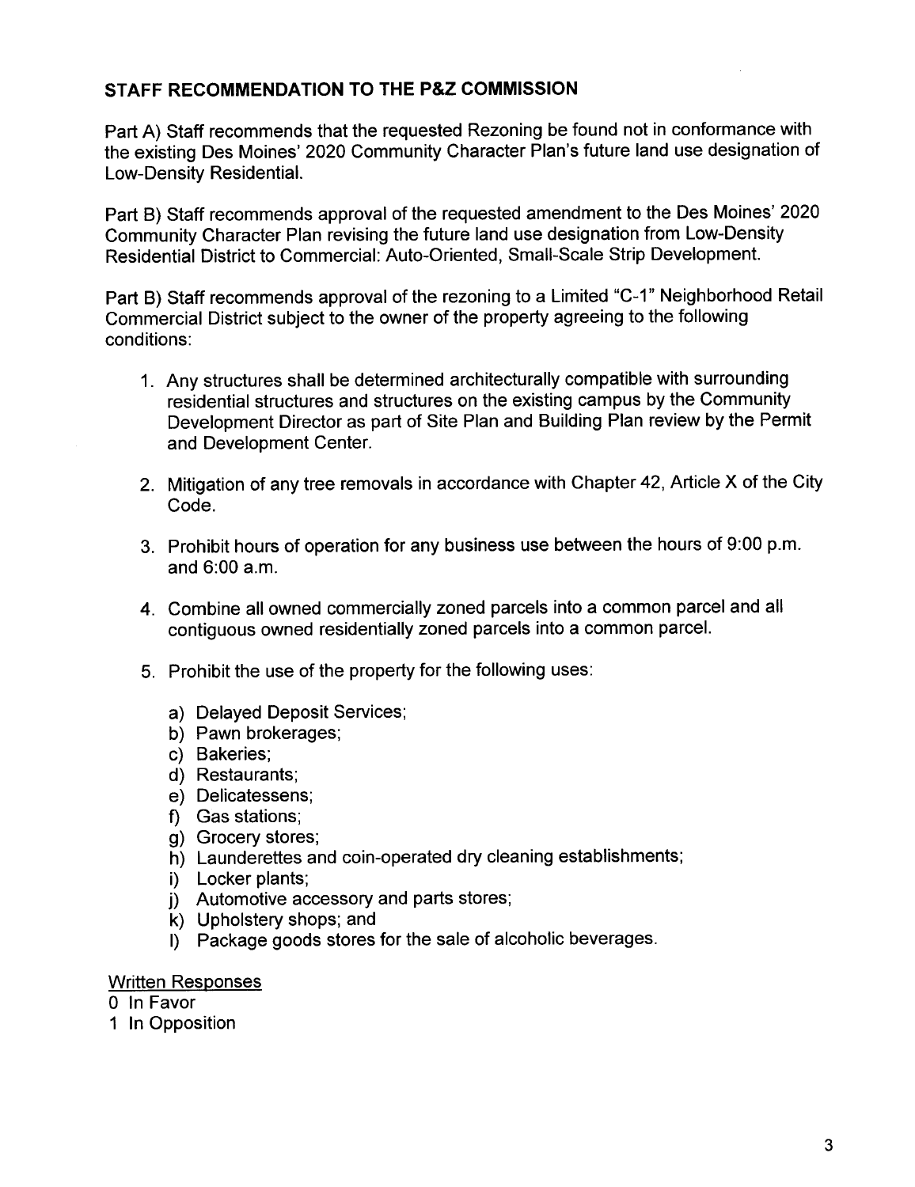## STAFF RECOMMENDATION TO THE P&Z COMMISSION

Part A) Staff recommends that the requested Rezoning be found not in conformance with the existing Des Moines' 2020 Community Character Plan's future land use designation of Low-Density Residential.

Part B) Staff recommends approval of the requested amendment to the Des Moines' 2020 Community Character Plan revising the future land use designation from Low-Density Residential District to Commercial: Auto-Oriented, Small-Scale Strip Development.

Part B) Staff recommends approval of the rezoning to a Limited "C-1" Neighborhood Retail Commercial District subject to the owner of the property agreeing to the following conditions:

1. Any structures shall be determined architecturally compatible with surrounding residential structures and structures on the existing campus by the Community Development Director as part of Site Plan and Building Plan review by the Permit and Development Center.

2. Mitigation of any tree removals in accordance with Chapter 42, Article X of the City Code.

3. Prohibit hours of operation for any business use between the hours of 9:00 p.m. and 6:00 a.m.

4. Combine all owned commercially zoned parcels into a common parcel and all contiguous owned residentially zoned parcels into a common parcel.

5. Prohibit the use of the property for the following uses:

   a) Delayed Deposit Services;
   b) Pawn brokerages;
   c) Bakeries;
   d) Restaurants;
   e) Delicatessens;
   f) Gas stations;
   g) Grocery stores;
   h) Launderettes and coin-operated dry cleaning establishments;
   i) Locker plants;
   j) Automotive accessory and parts stores;
   k) Upholstery shops; and
   l) Package goods stores for the sale of alcoholic beverages.

<u>Written Responses</u>

0 In Favor
1 In Opposition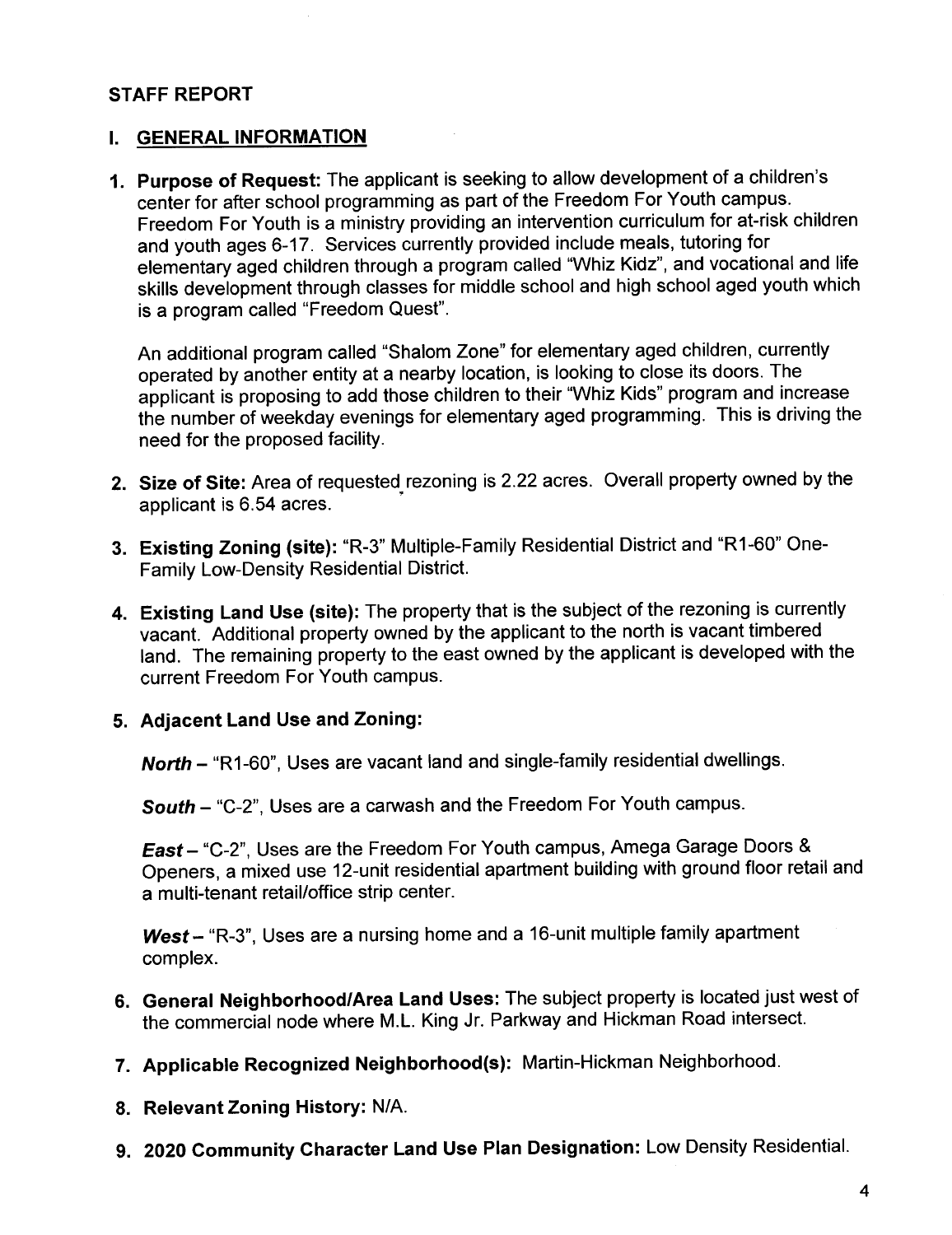## STAFF REPORT

### I. GENERAL INFORMATION

1. **Purpose of Request:** The applicant is seeking to allow development of a children's center for after school programming as part of the Freedom For Youth campus. Freedom For Youth is a ministry providing an intervention curriculum for at-risk children and youth ages 6-17. Services currently provided include meals, tutoring for elementary aged children through a program called "Whiz Kidz", and vocational and life skills development through classes for middle school and high school aged youth which is a program called "Freedom Quest".

   An additional program called "Shalom Zone" for elementary aged children, currently operated by another entity at a nearby location, is looking to close its doors. The applicant is proposing to add those children to their "Whiz Kids" program and increase the number of weekday evenings for elementary aged programming. This is driving the need for the proposed facility.

2. **Size of Site:** Area of requested rezoning is 2.22 acres. Overall property owned by the applicant is 6.54 acres.

3. **Existing Zoning (site):** "R-3" Multiple-Family Residential District and "R1-60" One-Family Low-Density Residential District.

4. **Existing Land Use (site):** The property that is the subject of the rezoning is currently vacant. Additional property owned by the applicant to the north is vacant timbered land. The remaining property to the east owned by the applicant is developed with the current Freedom For Youth campus.

5. **Adjacent Land Use and Zoning:**

   ***North*** – "R1-60", Uses are vacant land and single-family residential dwellings.

   ***South*** – "C-2", Uses are a carwash and the Freedom For Youth campus.

   ***East*** – "C-2", Uses are the Freedom For Youth campus, Amega Garage Doors & Openers, a mixed use 12-unit residential apartment building with ground floor retail and a multi-tenant retail/office strip center.

   ***West*** – "R-3", Uses are a nursing home and a 16-unit multiple family apartment complex.

6. **General Neighborhood/Area Land Uses:** The subject property is located just west of the commercial node where M.L. King Jr. Parkway and Hickman Road intersect.

7. **Applicable Recognized Neighborhood(s):** Martin-Hickman Neighborhood.

8. **Relevant Zoning History:** N/A.

9. **2020 Community Character Land Use Plan Designation:** Low Density Residential.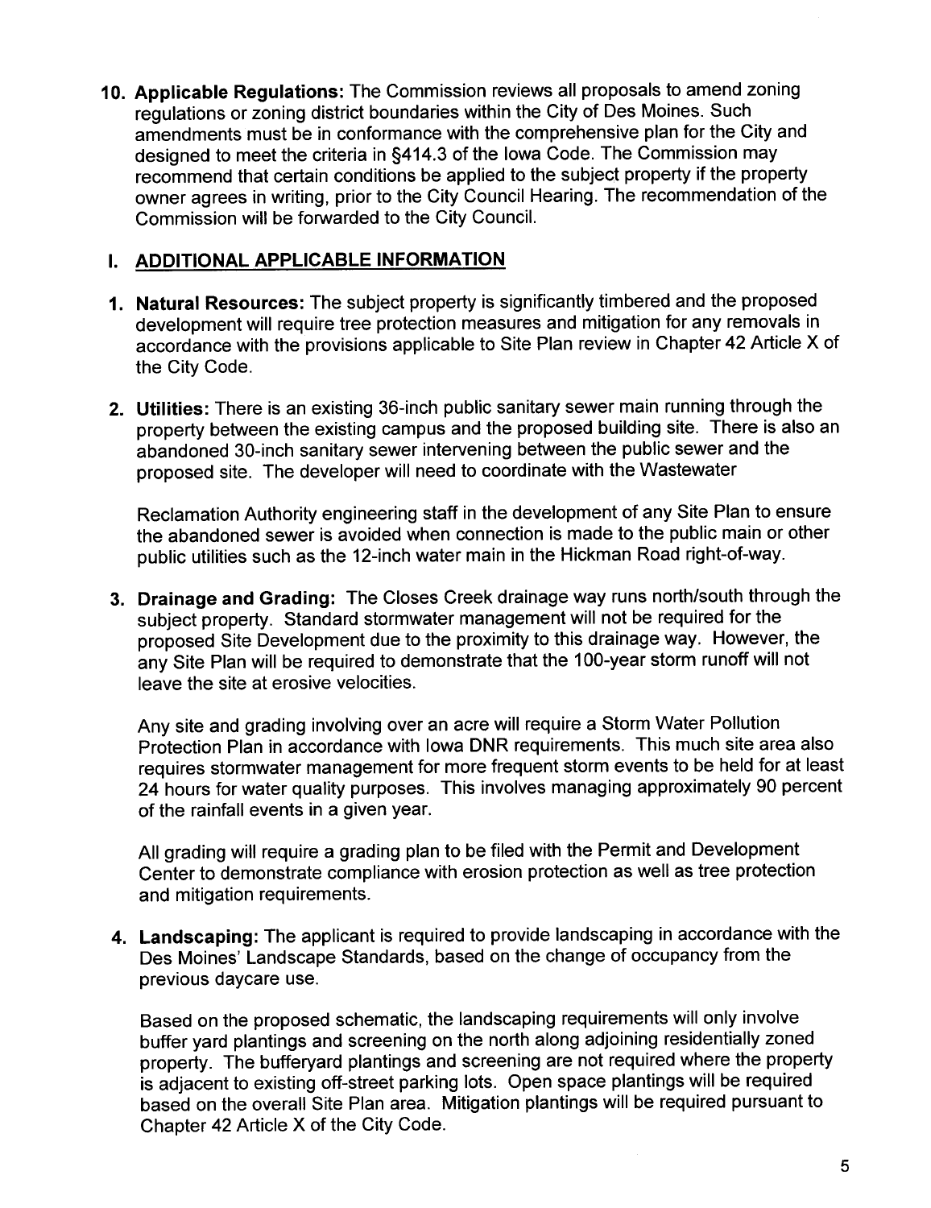**10. Applicable Regulations:** The Commission reviews all proposals to amend zoning regulations or zoning district boundaries within the City of Des Moines. Such amendments must be in conformance with the comprehensive plan for the City and designed to meet the criteria in §414.3 of the Iowa Code. The Commission may recommend that certain conditions be applied to the subject property if the property owner agrees in writing, prior to the City Council Hearing. The recommendation of the Commission will be forwarded to the City Council.

## I. ADDITIONAL APPLICABLE INFORMATION

**1. Natural Resources:** The subject property is significantly timbered and the proposed development will require tree protection measures and mitigation for any removals in accordance with the provisions applicable to Site Plan review in Chapter 42 Article X of the City Code.

**2. Utilities:** There is an existing 36-inch public sanitary sewer main running through the property between the existing campus and the proposed building site. There is also an abandoned 30-inch sanitary sewer intervening between the public sewer and the proposed site. The developer will need to coordinate with the Wastewater

Reclamation Authority engineering staff in the development of any Site Plan to ensure the abandoned sewer is avoided when connection is made to the public main or other public utilities such as the 12-inch water main in the Hickman Road right-of-way.

**3. Drainage and Grading:** The Closes Creek drainage way runs north/south through the subject property. Standard stormwater management will not be required for the proposed Site Development due to the proximity to this drainage way. However, the any Site Plan will be required to demonstrate that the 100-year storm runoff will not leave the site at erosive velocities.

Any site and grading involving over an acre will require a Storm Water Pollution Protection Plan in accordance with Iowa DNR requirements. This much site area also requires stormwater management for more frequent storm events to be held for at least 24 hours for water quality purposes. This involves managing approximately 90 percent of the rainfall events in a given year.

All grading will require a grading plan to be filed with the Permit and Development Center to demonstrate compliance with erosion protection as well as tree protection and mitigation requirements.

**4. Landscaping:** The applicant is required to provide landscaping in accordance with the Des Moines' Landscape Standards, based on the change of occupancy from the previous daycare use.

Based on the proposed schematic, the landscaping requirements will only involve buffer yard plantings and screening on the north along adjoining residentially zoned property. The bufferyard plantings and screening are not required where the property is adjacent to existing off-street parking lots. Open space plantings will be required based on the overall Site Plan area. Mitigation plantings will be required pursuant to Chapter 42 Article X of the City Code.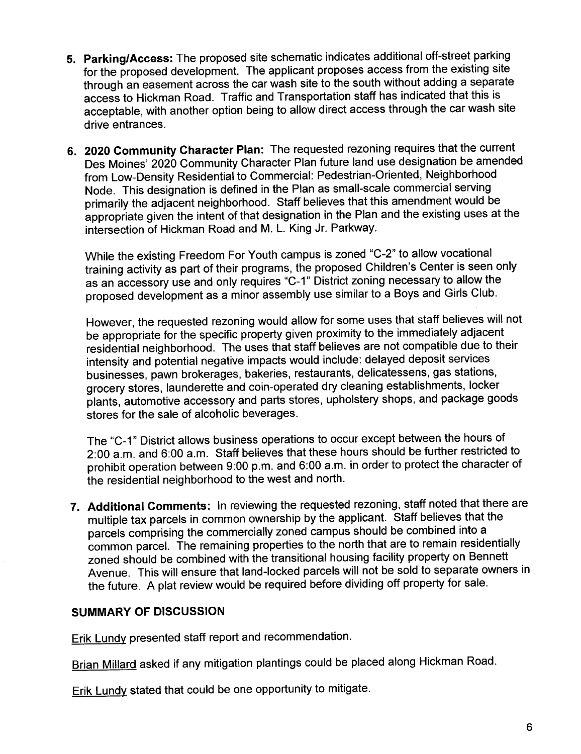5. **Parking/Access:** The proposed site schematic indicates additional off-street parking for the proposed development. The applicant proposes access from the existing site through an easement across the car wash site to the south without adding a separate access to Hickman Road. Traffic and Transportation staff has indicated that this is acceptable, with another option being to allow direct access through the car wash site drive entrances.

6. **2020 Community Character Plan:** The requested rezoning requires that the current Des Moines' 2020 Community Character Plan future land use designation be amended from Low-Density Residential to Commercial: Pedestrian-Oriented, Neighborhood Node. This designation is defined in the Plan as small-scale commercial serving primarily the adjacent neighborhood. Staff believes that this amendment would be appropriate given the intent of that designation in the Plan and the existing uses at the intersection of Hickman Road and M. L. King Jr. Parkway.

   While the existing Freedom For Youth campus is zoned "C-2" to allow vocational training activity as part of their programs, the proposed Children's Center is seen only as an accessory use and only requires "C-1" District zoning necessary to allow the proposed development as a minor assembly use similar to a Boys and Girls Club.

   However, the requested rezoning would allow for some uses that staff believes will not be appropriate for the specific property given proximity to the immediately adjacent residential neighborhood. The uses that staff believes are not compatible due to their intensity and potential negative impacts would include: delayed deposit services businesses, pawn brokerages, bakeries, restaurants, delicatessens, gas stations, grocery stores, launderette and coin-operated dry cleaning establishments, locker plants, automotive accessory and parts stores, upholstery shops, and package goods stores for the sale of alcoholic beverages.

   The "C-1" District allows business operations to occur except between the hours of 2:00 a.m. and 6:00 a.m. Staff believes that these hours should be further restricted to prohibit operation between 9:00 p.m. and 6:00 a.m. in order to protect the character of the residential neighborhood to the west and north.

7. **Additional Comments:** In reviewing the requested rezoning, staff noted that there are multiple tax parcels in common ownership by the applicant. Staff believes that the parcels comprising the commercially zoned campus should be combined into a common parcel. The remaining properties to the north that are to remain residentially zoned should be combined with the transitional housing facility property on Bennett Avenue. This will ensure that land-locked parcels will not be sold to separate owners in the future. A plat review would be required before dividing off property for sale.

## SUMMARY OF DISCUSSION

Erik Lundy presented staff report and recommendation.

Brian Millard asked if any mitigation plantings could be placed along Hickman Road.

Erik Lundy stated that could be one opportunity to mitigate.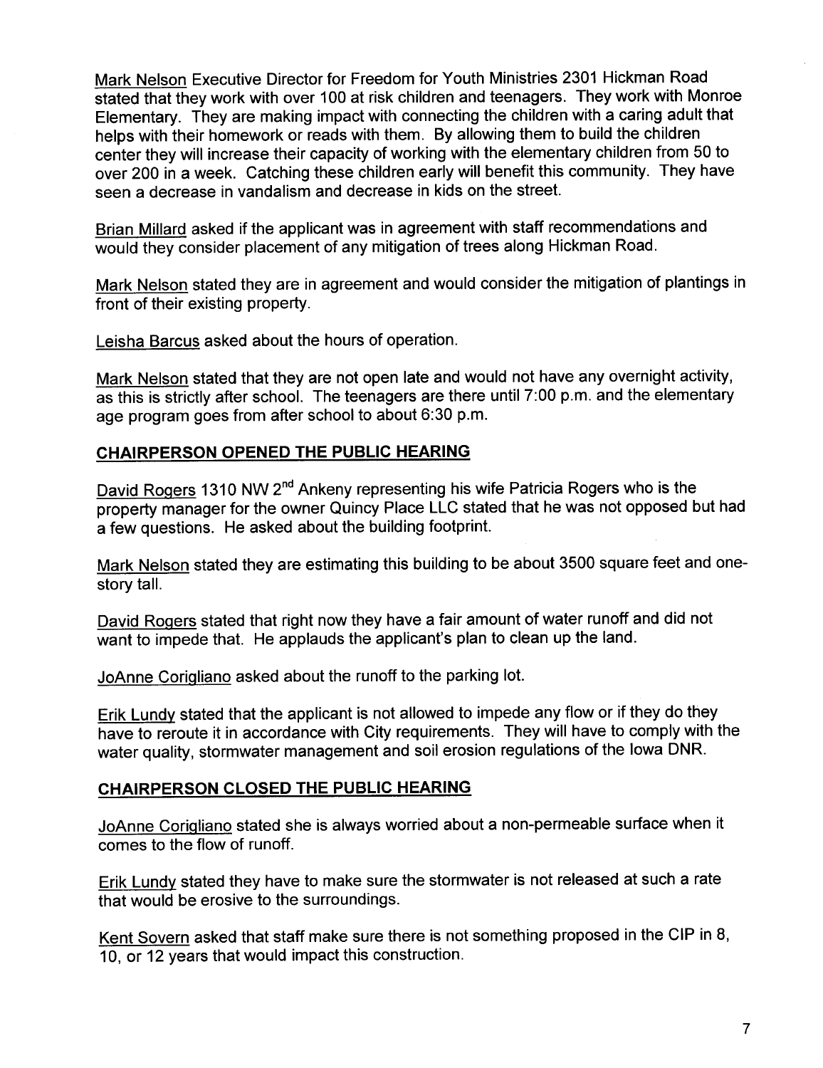Mark Nelson Executive Director for Freedom for Youth Ministries 2301 Hickman Road stated that they work with over 100 at risk children and teenagers. They work with Monroe Elementary. They are making impact with connecting the children with a caring adult that helps with their homework or reads with them. By allowing them to build the children center they will increase their capacity of working with the elementary children from 50 to over 200 in a week. Catching these children early will benefit this community. They have seen a decrease in vandalism and decrease in kids on the street.

Brian Millard asked if the applicant was in agreement with staff recommendations and would they consider placement of any mitigation of trees along Hickman Road.

Mark Nelson stated they are in agreement and would consider the mitigation of plantings in front of their existing property.

Leisha Barcus asked about the hours of operation.

Mark Nelson stated that they are not open late and would not have any overnight activity, as this is strictly after school. The teenagers are there until 7:00 p.m. and the elementary age program goes from after school to about 6:30 p.m.

**CHAIRPERSON OPENED THE PUBLIC HEARING**

David Rogers 1310 NW 2nd Ankeny representing his wife Patricia Rogers who is the property manager for the owner Quincy Place LLC stated that he was not opposed but had a few questions. He asked about the building footprint.

Mark Nelson stated they are estimating this building to be about 3500 square feet and one-story tall.

David Rogers stated that right now they have a fair amount of water runoff and did not want to impede that. He applauds the applicant's plan to clean up the land.

JoAnne Corigliano asked about the runoff to the parking lot.

Erik Lundy stated that the applicant is not allowed to impede any flow or if they do they have to reroute it in accordance with City requirements. They will have to comply with the water quality, stormwater management and soil erosion regulations of the Iowa DNR.

**CHAIRPERSON CLOSED THE PUBLIC HEARING**

JoAnne Corigliano stated she is always worried about a non-permeable surface when it comes to the flow of runoff.

Erik Lundy stated they have to make sure the stormwater is not released at such a rate that would be erosive to the surroundings.

Kent Sovern asked that staff make sure there is not something proposed in the CIP in 8, 10, or 12 years that would impact this construction.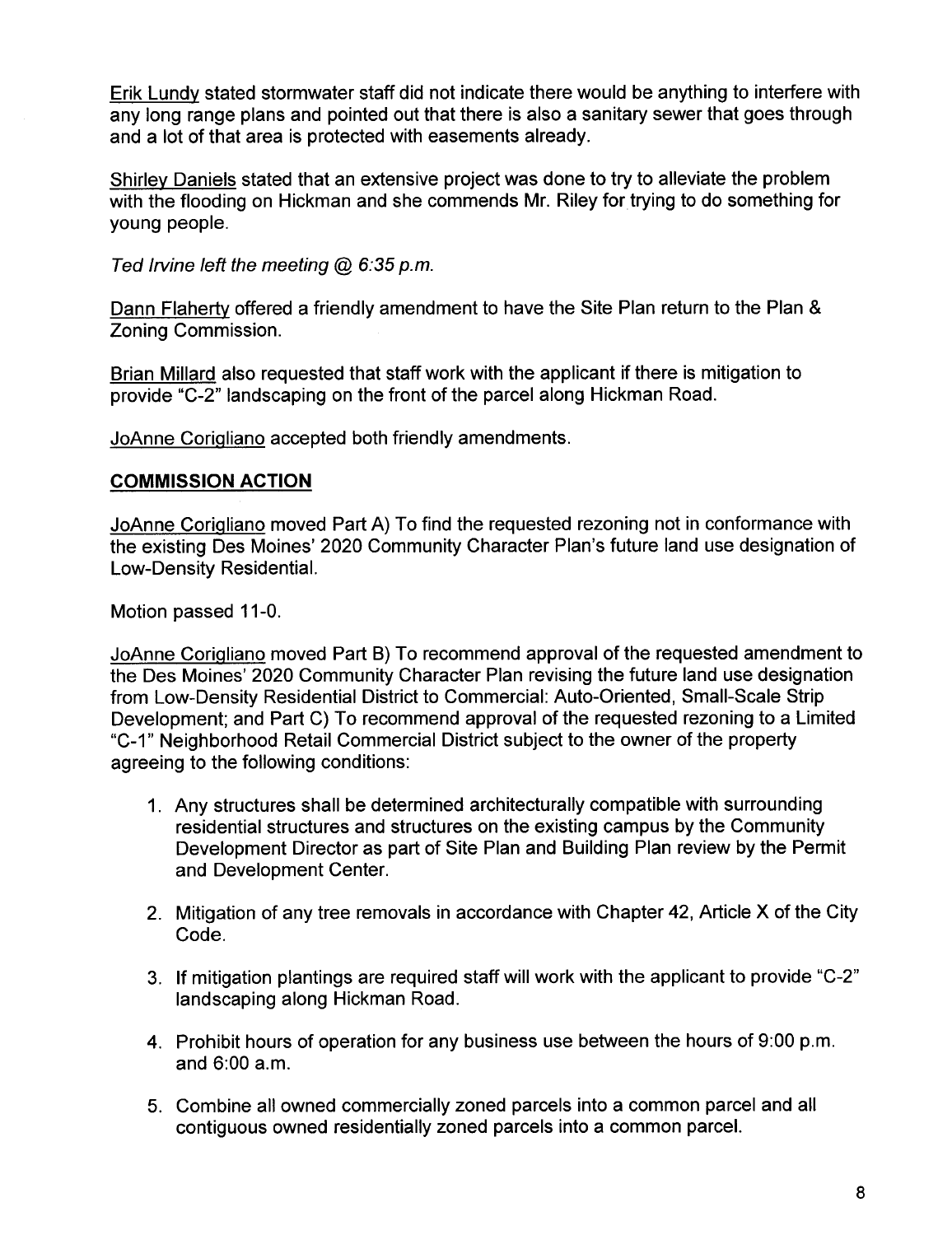Erik Lundy stated stormwater staff did not indicate there would be anything to interfere with any long range plans and pointed out that there is also a sanitary sewer that goes through and a lot of that area is protected with easements already.

Shirley Daniels stated that an extensive project was done to try to alleviate the problem with the flooding on Hickman and she commends Mr. Riley for trying to do something for young people.

*Ted Irvine left the meeting @ 6:35 p.m.*

Dann Flaherty offered a friendly amendment to have the Site Plan return to the Plan & Zoning Commission.

Brian Millard also requested that staff work with the applicant if there is mitigation to provide "C-2" landscaping on the front of the parcel along Hickman Road.

JoAnne Corigliano accepted both friendly amendments.

## COMMISSION ACTION

JoAnne Corigliano moved Part A) To find the requested rezoning not in conformance with the existing Des Moines' 2020 Community Character Plan's future land use designation of Low-Density Residential.

Motion passed 11-0.

JoAnne Corigliano moved Part B) To recommend approval of the requested amendment to the Des Moines' 2020 Community Character Plan revising the future land use designation from Low-Density Residential District to Commercial: Auto-Oriented, Small-Scale Strip Development; and Part C) To recommend approval of the requested rezoning to a Limited "C-1" Neighborhood Retail Commercial District subject to the owner of the property agreeing to the following conditions:

1. Any structures shall be determined architecturally compatible with surrounding residential structures and structures on the existing campus by the Community Development Director as part of Site Plan and Building Plan review by the Permit and Development Center.
2. Mitigation of any tree removals in accordance with Chapter 42, Article X of the City Code.
3. If mitigation plantings are required staff will work with the applicant to provide "C-2" landscaping along Hickman Road.
4. Prohibit hours of operation for any business use between the hours of 9:00 p.m. and 6:00 a.m.
5. Combine all owned commercially zoned parcels into a common parcel and all contiguous owned residentially zoned parcels into a common parcel.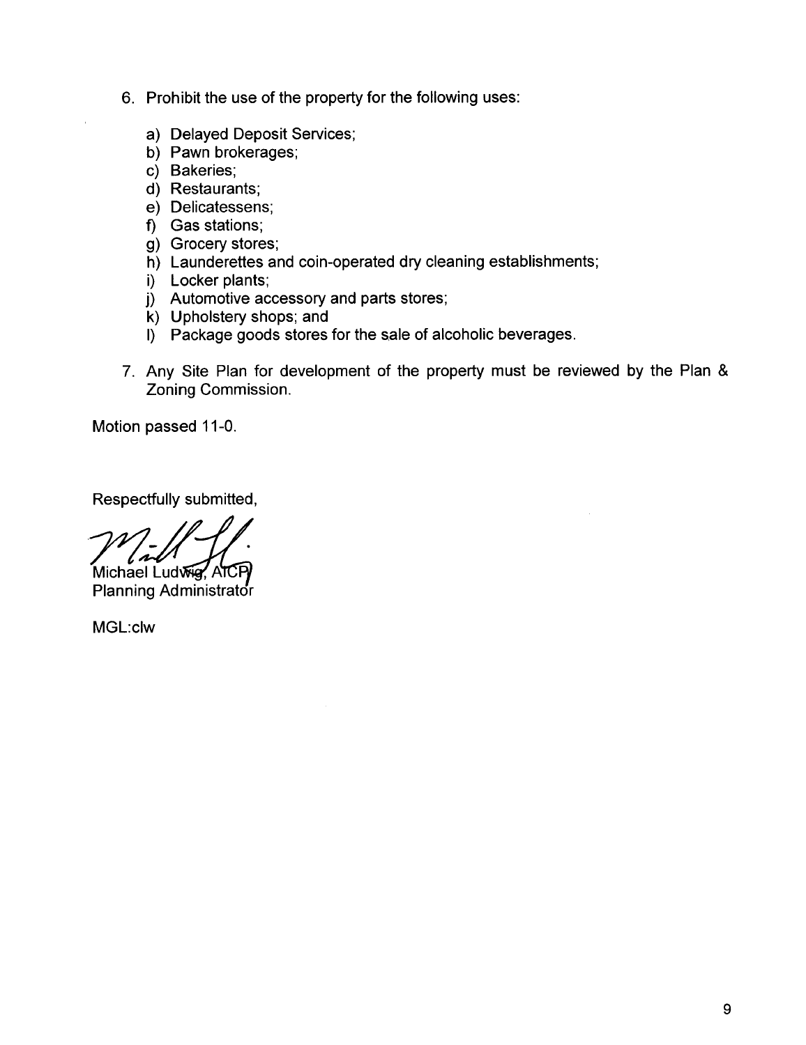6. Prohibit the use of the property for the following uses:

   a) Delayed Deposit Services;
   b) Pawn brokerages;
   c) Bakeries;
   d) Restaurants;
   e) Delicatessens;
   f) Gas stations;
   g) Grocery stores;
   h) Launderettes and coin-operated dry cleaning establishments;
   i) Locker plants;
   j) Automotive accessory and parts stores;
   k) Upholstery shops; and
   l) Package goods stores for the sale of alcoholic beverages.

7. Any Site Plan for development of the property must be reviewed by the Plan & Zoning Commission.

Motion passed 11-0.

Respectfully submitted,

Michael Ludwig, AICP
Planning Administrator

MGL:clw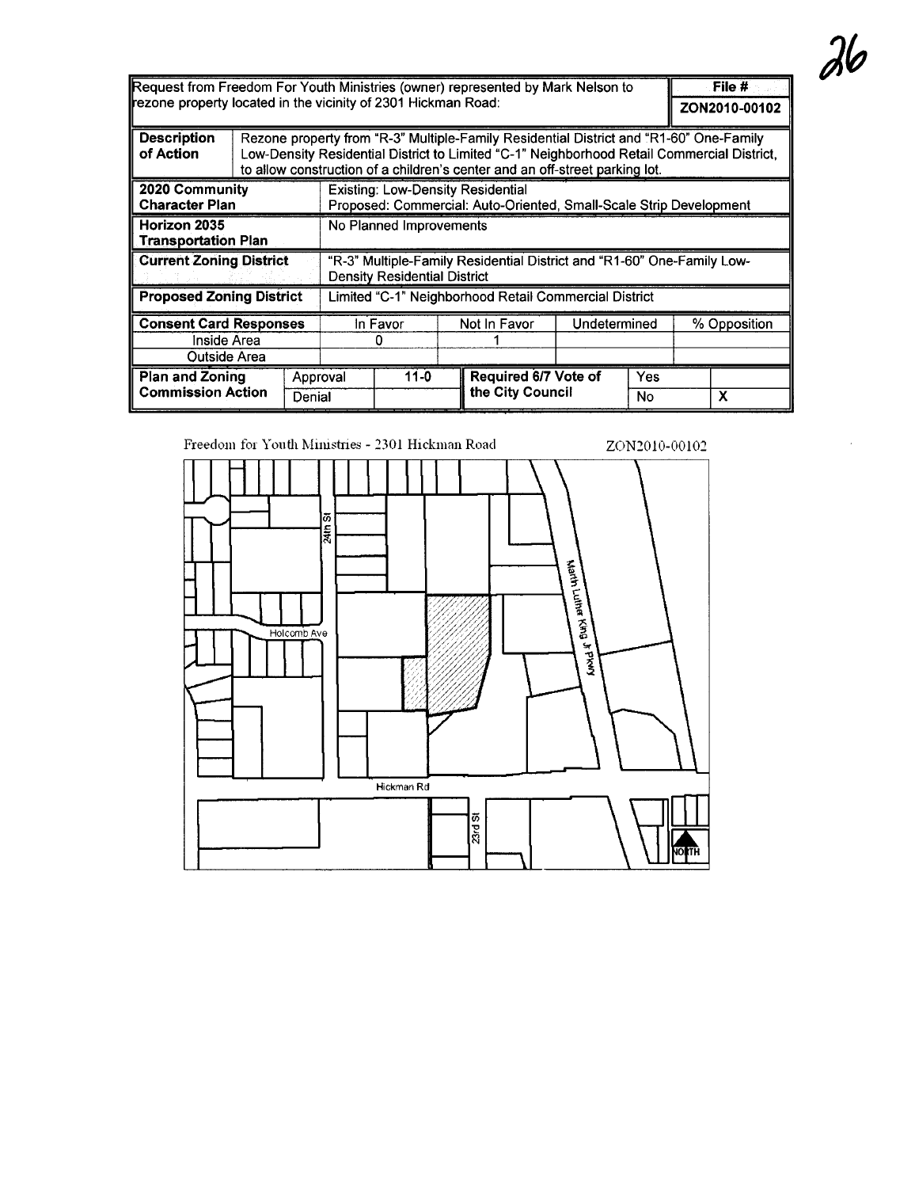| Request from Freedom For Youth Ministries (owner) represented by Mark Nelson to rezone property located in the vicinity of 2301 Hickman Road: | | | | | | | | File # ZON2010-00102 |
|---|---|---|---|---|---|---|---|---|
| **Description of Action** | Rezone property from "R-3" Multiple-Family Residential District and "R1-60" One-Family Low-Density Residential District to Limited "C-1" Neighborhood Retail Commercial District, to allow construction of a children's center and an off-street parking lot. | | | | | | | |
| **2020 Community Character Plan** | | Existing: Low-Density Residential<br>Proposed: Commercial: Auto-Oriented, Small-Scale Strip Development | | | | | | |
| **Horizon 2035 Transportation Plan** | | No Planned Improvements | | | | | | |
| **Current Zoning District** | | "R-3" Multiple-Family Residential District and "R1-60" One-Family Low-Density Residential District | | | | | | |
| **Proposed Zoning District** | | Limited "C-1" Neighborhood Retail Commercial District | | | | | | |
| **Consent Card Responses** | | In Favor | | Not In Favor | Undetermined | | % Opposition | |
| Inside Area | | 0 | | 1 | | | | |
| Outside Area | | | | | | | | |
| **Plan and Zoning Commission Action** | Approval | 11-0 | | **Required 6/7 Vote of the City Council** | Yes | | | |
| | Denial | | | | No | | X | |

Freedom for Youth Ministries - 2301 Hickman Road

ZON2010-00102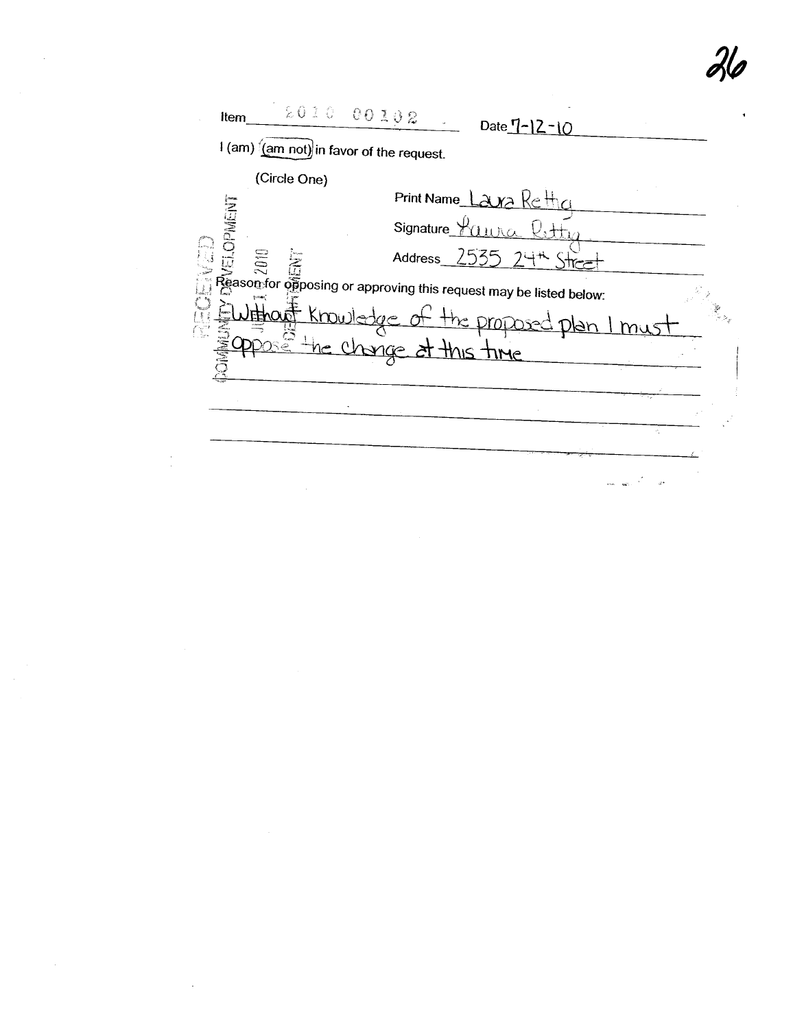Item 2010 00102 Date 7-12-10

I (am) (am not) in favor of the request.

(Circle One)

Print Name Laura Rettig

Signature Laura Rettig

Address 2535 24th Street

RECEIVED
COMMUNITY DEVELOPMENT
JUL 1 1 2010
DEPARTMENT

Reason for opposing or approving this request may be listed below:

Without knowledge of the proposed plan I must oppose the change at this time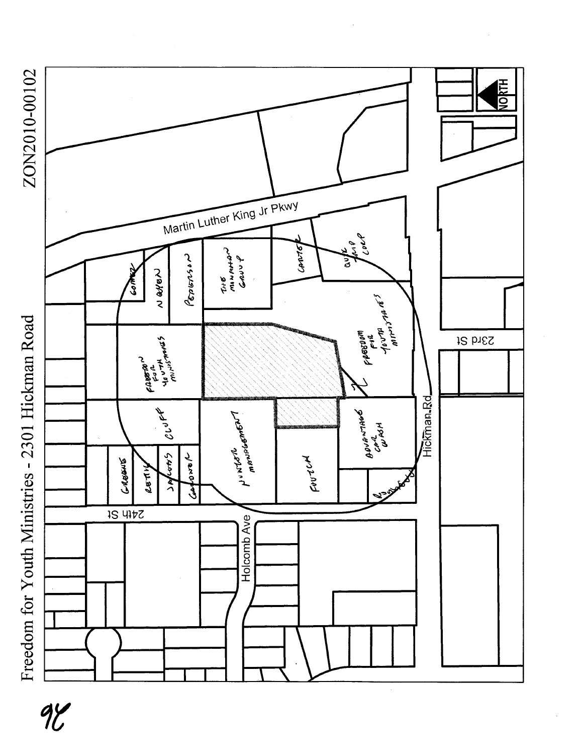# Freedom for Youth Ministries - 2301 Hickman Road

ZON2010-00102

Martin Luther King Jr Pkwy

Gomez

Nguyen

Peterson

The Minahan Group

Carter

Quik Trip Corp

Freedom for Youth Ministries

Freedom for Youth Ministries

Cluff

Greene

Rettig

Jacobs

Gardner

Hunter Management

Frutch

Advantage Car Wash

24th St

Holcomb Ave

Hickman Rd

23rd St

NORTH

96